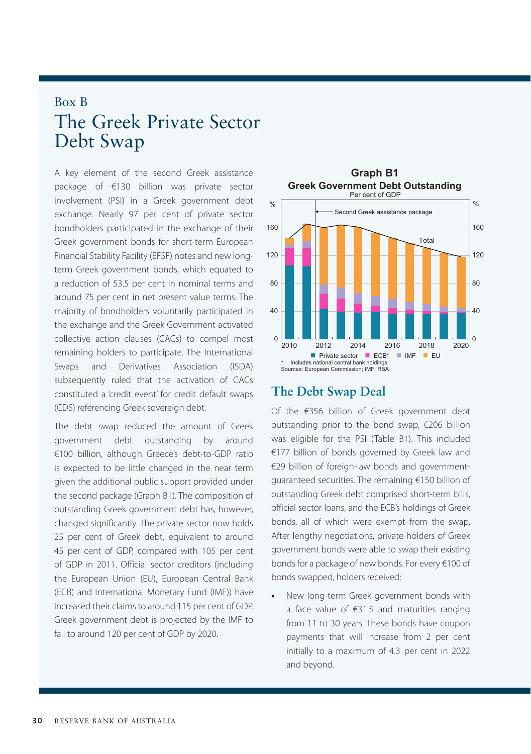# Box B
# The Greek Private Sector Debt Swap

A key element of the second Greek assistance package of €130 billion was private sector involvement (PSI) in a Greek government debt exchange. Nearly 97 per cent of private sector bondholders participated in the exchange of their Greek government bonds for short-term European Financial Stability Facility (EFSF) notes and new long-term Greek government bonds, which equated to a reduction of 53.5 per cent in nominal terms and around 75 per cent in net present value terms. The majority of bondholders voluntarily participated in the exchange and the Greek Government activated collective action clauses (CACs) to compel most remaining holders to participate. The International Swaps and Derivatives Association (ISDA) subsequently ruled that the activation of CACs constituted a 'credit event' for credit default swaps (CDS) referencing Greek sovereign debt.

The debt swap reduced the amount of Greek government debt outstanding by around €100 billion, although Greece's debt-to-GDP ratio is expected to be little changed in the near term given the additional public support provided under the second package (Graph B1). The composition of outstanding Greek government debt has, however, changed significantly. The private sector now holds 25 per cent of Greek debt, equivalent to around 45 per cent of GDP, compared with 105 per cent of GDP in 2011. Official sector creditors (including the European Union (EU), European Central Bank (ECB) and International Monetary Fund (IMF)) have increased their claims to around 115 per cent of GDP. Greek government debt is projected by the IMF to fall to around 120 per cent of GDP by 2020.

**Graph B1**
**Greek Government Debt Outstanding**
Per cent of GDP

\* Includes national central bank holdings
Sources: European Commission; IMF; RBA

## The Debt Swap Deal

Of the €356 billion of Greek government debt outstanding prior to the bond swap, €206 billion was eligible for the PSI (Table B1). This included €177 billion of bonds governed by Greek law and €29 billion of foreign-law bonds and government-guaranteed securities. The remaining €150 billion of outstanding Greek debt comprised short-term bills, official sector loans, and the ECB's holdings of Greek bonds, all of which were exempt from the swap. After lengthy negotiations, private holders of Greek government bonds were able to swap their existing bonds for a package of new bonds. For every €100 of bonds swapped, holders received:

- New long-term Greek government bonds with a face value of €31.5 and maturities ranging from 11 to 30 years. These bonds have coupon payments that will increase from 2 per cent initially to a maximum of 4.3 per cent in 2022 and beyond.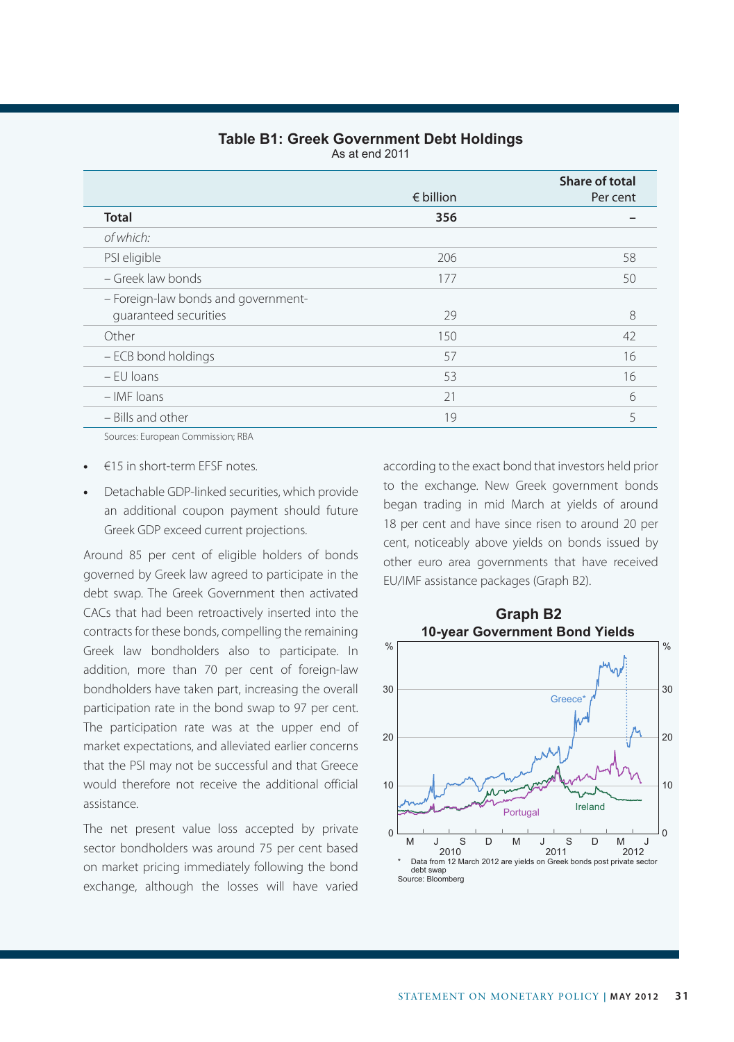**Table B1: Greek Government Debt Holdings**
As at end 2011

| | € billion | Share of total Per cent |
|---|---|---|
| **Total** | **356** | – |
| *of which:* | | |
| PSI eligible | 206 | 58 |
| – Greek law bonds | 177 | 50 |
| – Foreign-law bonds and government-guaranteed securities | 29 | 8 |
| Other | 150 | 42 |
| – ECB bond holdings | 57 | 16 |
| – EU loans | 53 | 16 |
| – IMF loans | 21 | 6 |
| – Bills and other | 19 | 5 |

Sources: European Commission; RBA

- €15 in short-term EFSF notes.
- Detachable GDP-linked securities, which provide an additional coupon payment should future Greek GDP exceed current projections.

Around 85 per cent of eligible holders of bonds governed by Greek law agreed to participate in the debt swap. The Greek Government then activated CACs that had been retroactively inserted into the contracts for these bonds, compelling the remaining Greek law bondholders also to participate. In addition, more than 70 per cent of foreign-law bondholders have taken part, increasing the overall participation rate in the bond swap to 97 per cent. The participation rate was at the upper end of market expectations, and alleviated earlier concerns that the PSI may not be successful and that Greece would therefore not receive the additional official assistance.

The net present value loss accepted by private sector bondholders was around 75 per cent based on market pricing immediately following the bond exchange, although the losses will have varied according to the exact bond that investors held prior to the exchange. New Greek government bonds began trading in mid March at yields of around 18 per cent and have since risen to around 20 per cent, noticeably above yields on bonds issued by other euro area governments that have received EU/IMF assistance packages (Graph B2).

**Graph B2**
**10-year Government Bond Yields**

\* Data from 12 March 2012 are yields on Greek bonds post private sector debt swap

Source: Bloomberg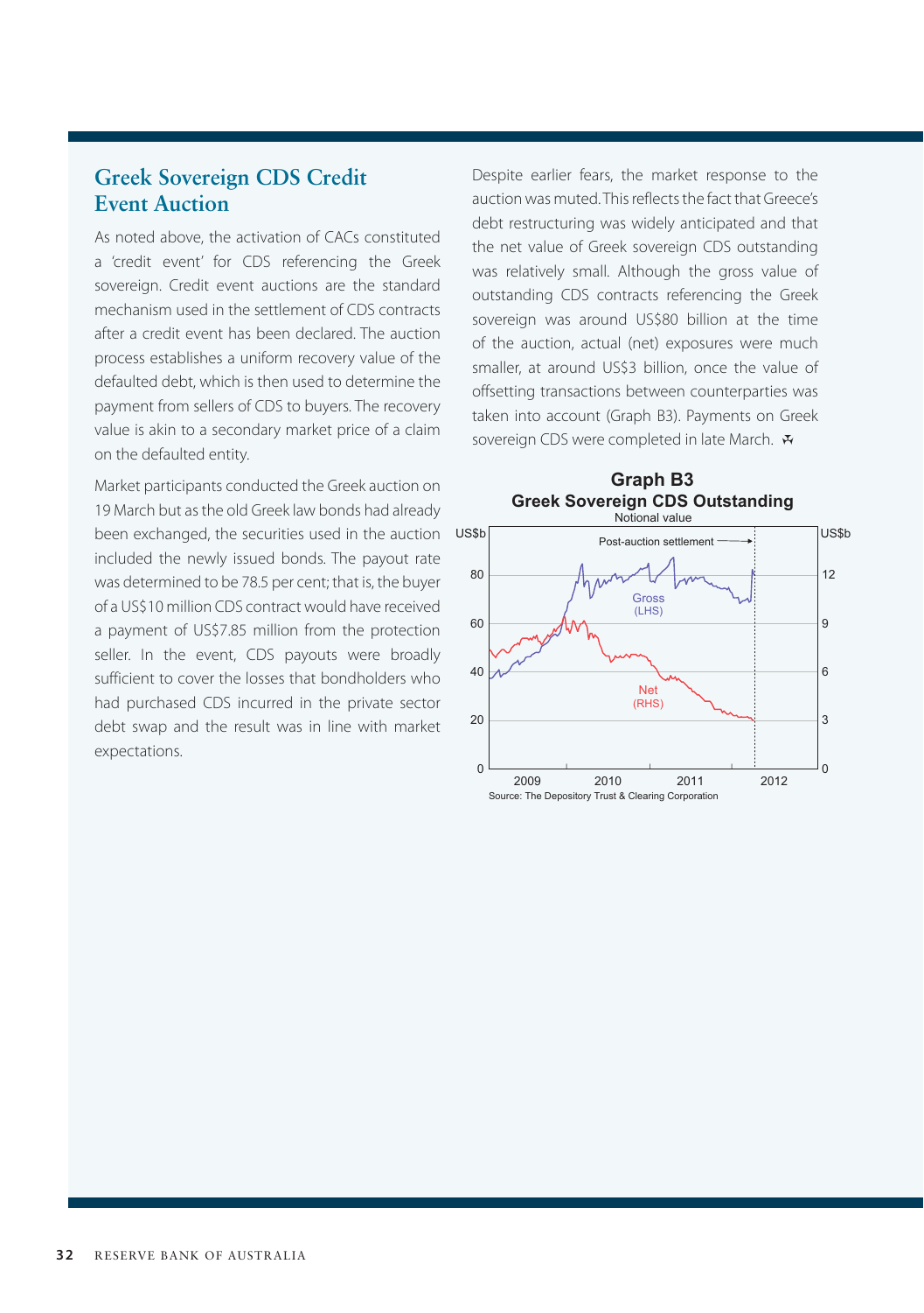## Greek Sovereign CDS Credit Event Auction

As noted above, the activation of CACs constituted a 'credit event' for CDS referencing the Greek sovereign. Credit event auctions are the standard mechanism used in the settlement of CDS contracts after a credit event has been declared. The auction process establishes a uniform recovery value of the defaulted debt, which is then used to determine the payment from sellers of CDS to buyers. The recovery value is akin to a secondary market price of a claim on the defaulted entity.

Market participants conducted the Greek auction on 19 March but as the old Greek law bonds had already been exchanged, the securities used in the auction included the newly issued bonds. The payout rate was determined to be 78.5 per cent; that is, the buyer of a US$10 million CDS contract would have received a payment of US$7.85 million from the protection seller. In the event, CDS payouts were broadly sufficient to cover the losses that bondholders who had purchased CDS incurred in the private sector debt swap and the result was in line with market expectations.

Despite earlier fears, the market response to the auction was muted. This reflects the fact that Greece's debt restructuring was widely anticipated and that the net value of Greek sovereign CDS outstanding was relatively small. Although the gross value of outstanding CDS contracts referencing the Greek sovereign was around US$80 billion at the time of the auction, actual (net) exposures were much smaller, at around US$3 billion, once the value of offsetting transactions between counterparties was taken into account (Graph B3). Payments on Greek sovereign CDS were completed in late March. ✠

**Graph B3**
**Greek Sovereign CDS Outstanding**
Notional value

US$b
US$b
Post-auction settlement
Gross (LHS)
Net (RHS)
80 12
60 9
40 6
20 3
0 0
2009 2010 2011 2012

Source: The Depository Trust & Clearing Corporation